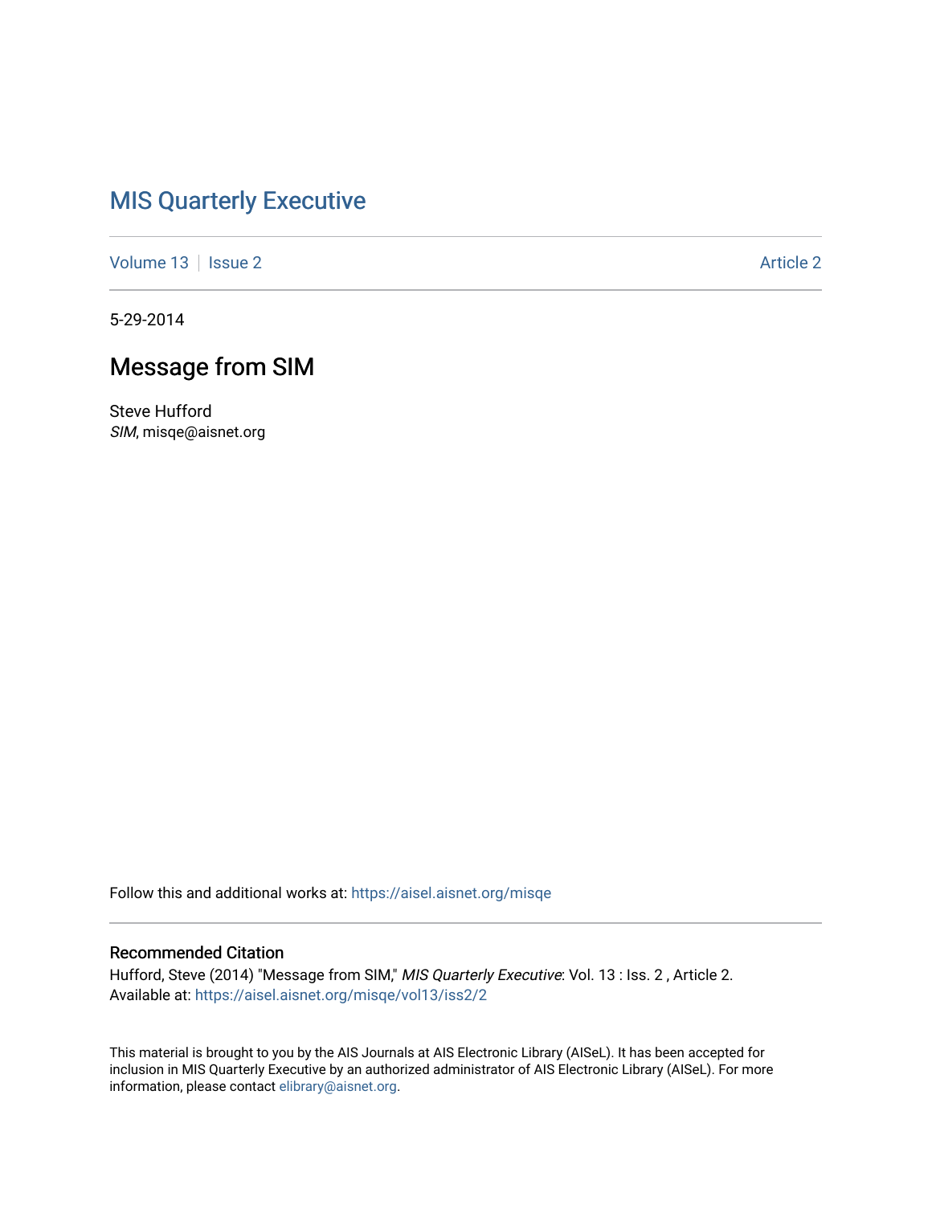# MIS Quarterly Executive

Volume 13 | Issue 2 Article 2

5-29-2014

## Message from SIM

Steve Hufford
*SIM*, misqe@aisnet.org

Follow this and additional works at: https://aisel.aisnet.org/misqe

### Recommended Citation

Hufford, Steve (2014) "Message from SIM," *MIS Quarterly Executive*: Vol. 13 : Iss. 2 , Article 2.
Available at: https://aisel.aisnet.org/misqe/vol13/iss2/2

This material is brought to you by the AIS Journals at AIS Electronic Library (AISeL). It has been accepted for inclusion in MIS Quarterly Executive by an authorized administrator of AIS Electronic Library (AISeL). For more information, please contact elibrary@aisnet.org.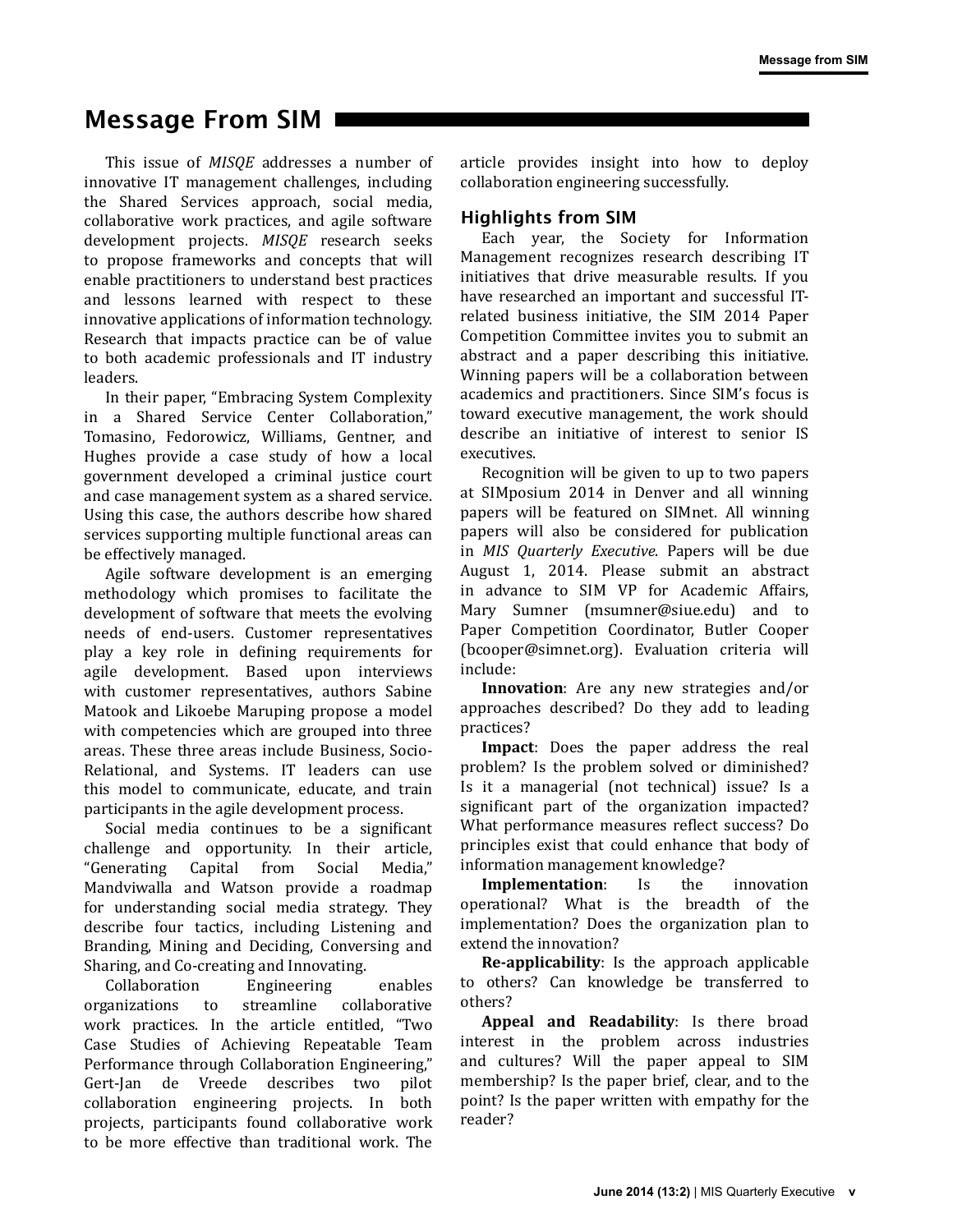# Message From SIM

This issue of *MISQE* addresses a number of innovative IT management challenges, including the Shared Services approach, social media, collaborative work practices, and agile software development projects. *MISQE* research seeks to propose frameworks and concepts that will enable practitioners to understand best practices and lessons learned with respect to these innovative applications of information technology. Research that impacts practice can be of value to both academic professionals and IT industry leaders.

In their paper, "Embracing System Complexity in a Shared Service Center Collaboration," Tomasino, Fedorowicz, Williams, Gentner, and Hughes provide a case study of how a local government developed a criminal justice court and case management system as a shared service. Using this case, the authors describe how shared services supporting multiple functional areas can be effectively managed.

Agile software development is an emerging methodology which promises to facilitate the development of software that meets the evolving needs of end-users. Customer representatives play a key role in defining requirements for agile development. Based upon interviews with customer representatives, authors Sabine Matook and Likoebe Maruping propose a model with competencies which are grouped into three areas. These three areas include Business, Socio-Relational, and Systems. IT leaders can use this model to communicate, educate, and train participants in the agile development process.

Social media continues to be a significant challenge and opportunity. In their article, "Generating Capital from Social Media," Mandviwalla and Watson provide a roadmap for understanding social media strategy. They describe four tactics, including Listening and Branding, Mining and Deciding, Conversing and Sharing, and Co-creating and Innovating.

Collaboration Engineering enables organizations to streamline collaborative work practices. In the article entitled, "Two Case Studies of Achieving Repeatable Team Performance through Collaboration Engineering," Gert-Jan de Vreede describes two pilot collaboration engineering projects. In both projects, participants found collaborative work to be more effective than traditional work. The article provides insight into how to deploy collaboration engineering successfully.

## Highlights from SIM

Each year, the Society for Information Management recognizes research describing IT initiatives that drive measurable results. If you have researched an important and successful IT-related business initiative, the SIM 2014 Paper Competition Committee invites you to submit an abstract and a paper describing this initiative. Winning papers will be a collaboration between academics and practitioners. Since SIM's focus is toward executive management, the work should describe an initiative of interest to senior IS executives.

Recognition will be given to up to two papers at SIMposium 2014 in Denver and all winning papers will be featured on SIMnet. All winning papers will also be considered for publication in *MIS Quarterly Executive*. Papers will be due August 1, 2014. Please submit an abstract in advance to SIM VP for Academic Affairs, Mary Sumner (msumner@siue.edu) and to Paper Competition Coordinator, Butler Cooper (bcooper@simnet.org). Evaluation criteria will include:

**Innovation**: Are any new strategies and/or approaches described? Do they add to leading practices?

**Impact**: Does the paper address the real problem? Is the problem solved or diminished? Is it a managerial (not technical) issue? Is a significant part of the organization impacted? What performance measures reflect success? Do principles exist that could enhance that body of information management knowledge?

**Implementation**: Is the innovation operational? What is the breadth of the implementation? Does the organization plan to extend the innovation?

**Re-applicability**: Is the approach applicable to others? Can knowledge be transferred to others?

**Appeal and Readability**: Is there broad interest in the problem across industries and cultures? Will the paper appeal to SIM membership? Is the paper brief, clear, and to the point? Is the paper written with empathy for the reader?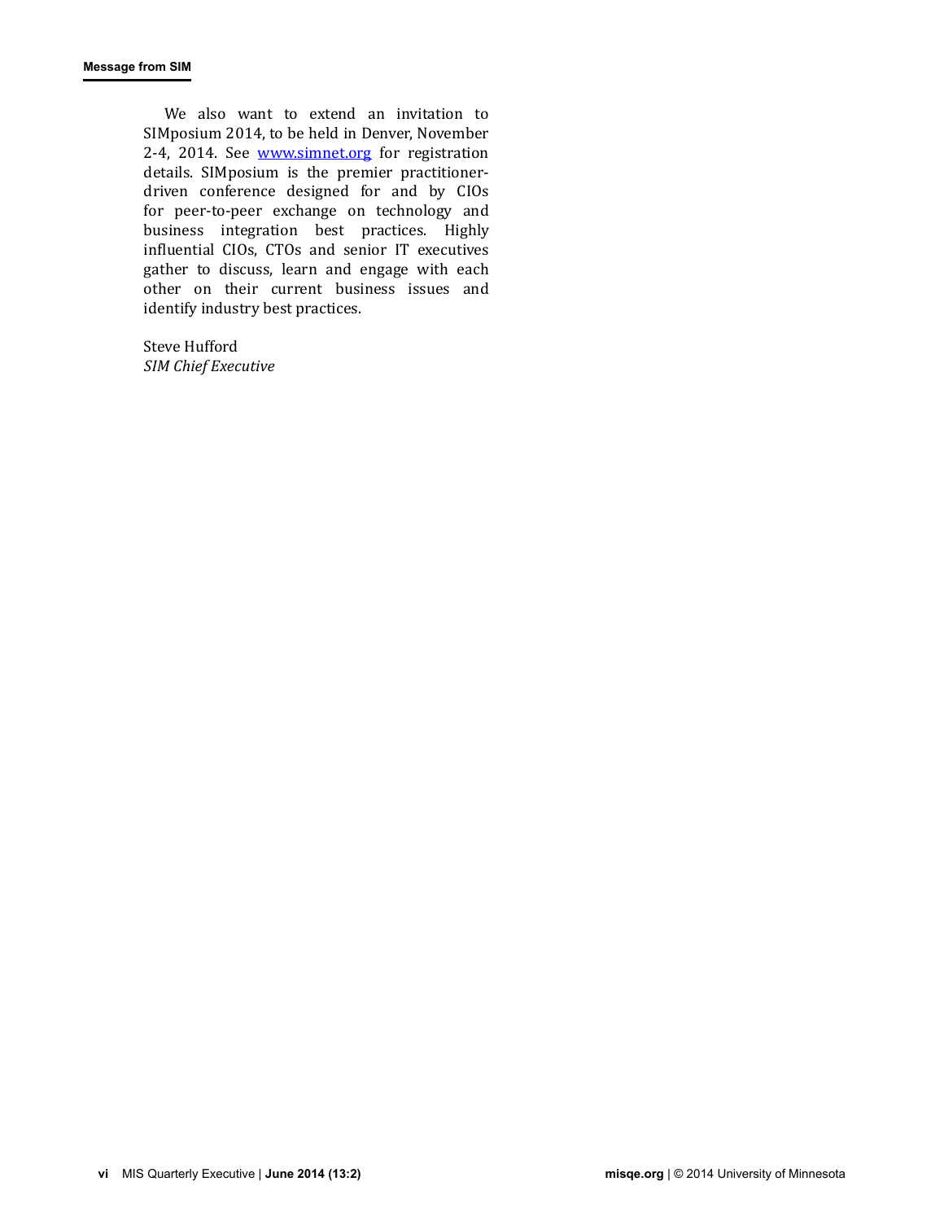We also want to extend an invitation to SIMposium 2014, to be held in Denver, November 2-4, 2014. See www.simnet.org for registration details. SIMposium is the premier practitioner-driven conference designed for and by CIOs for peer-to-peer exchange on technology and business integration best practices. Highly influential CIOs, CTOs and senior IT executives gather to discuss, learn and engage with each other on their current business issues and identify industry best practices.

Steve Hufford
*SIM Chief Executive*